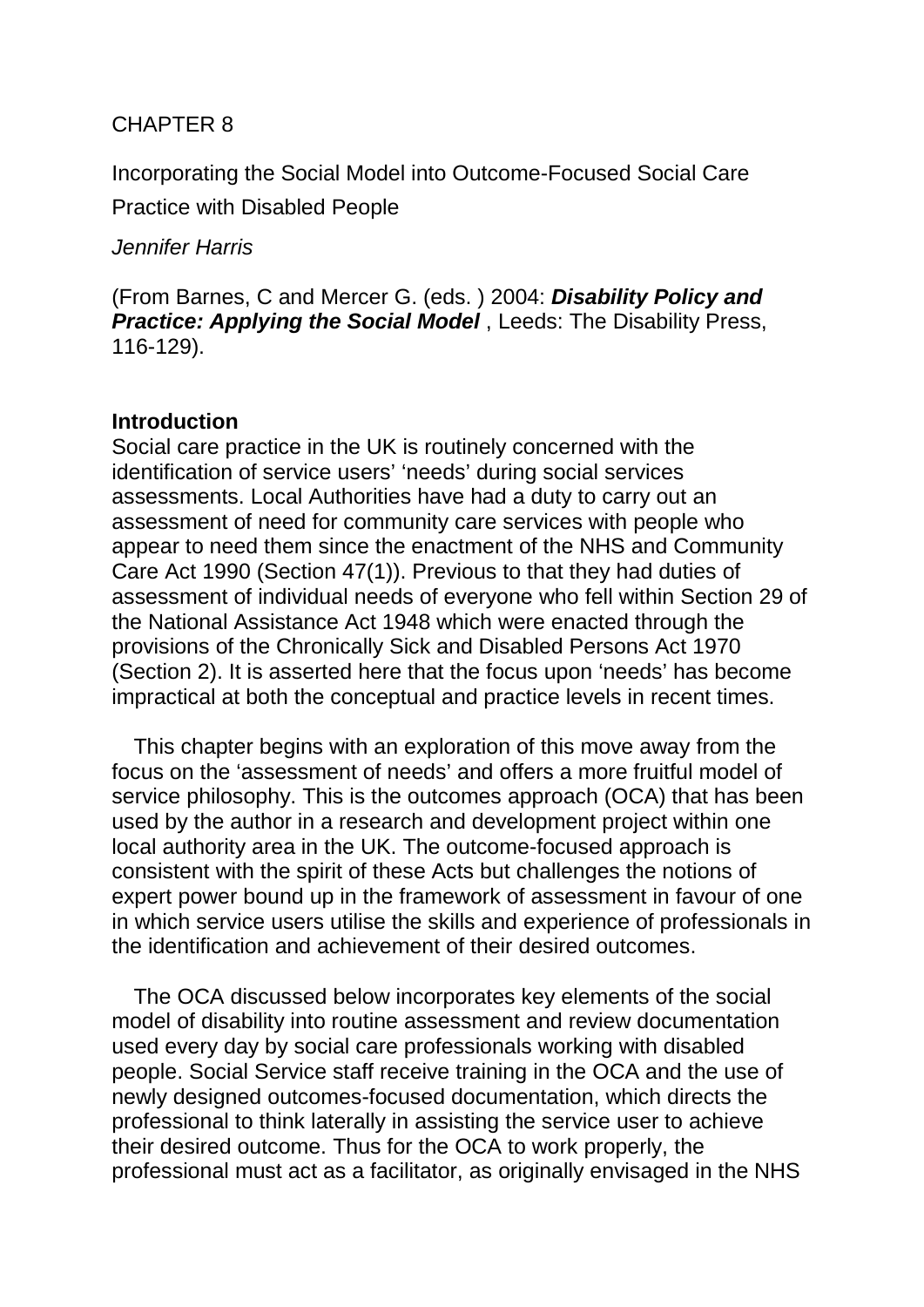CHAPTER 8

# Incorporating the Social Model into Outcome-Focused Social Care Practice with Disabled People

*Jennifer Harris*

(From Barnes, C and Mercer G. (eds. ) 2004: ***Disability Policy and Practice: Applying the Social Model*** , Leeds: The Disability Press, 116-129).

## Introduction

Social care practice in the UK is routinely concerned with the identification of service users' 'needs' during social services assessments. Local Authorities have had a duty to carry out an assessment of need for community care services with people who appear to need them since the enactment of the NHS and Community Care Act 1990 (Section 47(1)). Previous to that they had duties of assessment of individual needs of everyone who fell within Section 29 of the National Assistance Act 1948 which were enacted through the provisions of the Chronically Sick and Disabled Persons Act 1970 (Section 2). It is asserted here that the focus upon 'needs' has become impractical at both the conceptual and practice levels in recent times.

This chapter begins with an exploration of this move away from the focus on the 'assessment of needs' and offers a more fruitful model of service philosophy. This is the outcomes approach (OCA) that has been used by the author in a research and development project within one local authority area in the UK. The outcome-focused approach is consistent with the spirit of these Acts but challenges the notions of expert power bound up in the framework of assessment in favour of one in which service users utilise the skills and experience of professionals in the identification and achievement of their desired outcomes.

The OCA discussed below incorporates key elements of the social model of disability into routine assessment and review documentation used every day by social care professionals working with disabled people. Social Service staff receive training in the OCA and the use of newly designed outcomes-focused documentation, which directs the professional to think laterally in assisting the service user to achieve their desired outcome. Thus for the OCA to work properly, the professional must act as a facilitator, as originally envisaged in the NHS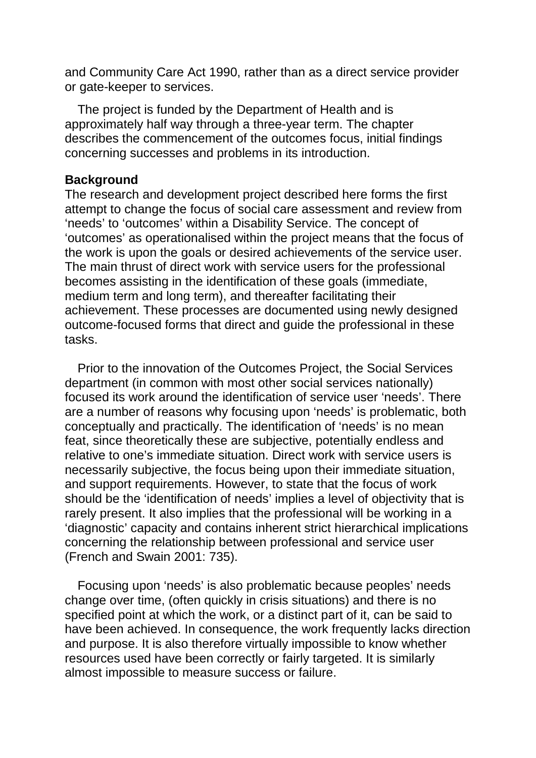and Community Care Act 1990, rather than as a direct service provider or gate-keeper to services.

The project is funded by the Department of Health and is approximately half way through a three-year term. The chapter describes the commencement of the outcomes focus, initial findings concerning successes and problems in its introduction.

**Background**

The research and development project described here forms the first attempt to change the focus of social care assessment and review from 'needs' to 'outcomes' within a Disability Service. The concept of 'outcomes' as operationalised within the project means that the focus of the work is upon the goals or desired achievements of the service user. The main thrust of direct work with service users for the professional becomes assisting in the identification of these goals (immediate, medium term and long term), and thereafter facilitating their achievement. These processes are documented using newly designed outcome-focused forms that direct and guide the professional in these tasks.

Prior to the innovation of the Outcomes Project, the Social Services department (in common with most other social services nationally) focused its work around the identification of service user 'needs'. There are a number of reasons why focusing upon 'needs' is problematic, both conceptually and practically. The identification of 'needs' is no mean feat, since theoretically these are subjective, potentially endless and relative to one's immediate situation. Direct work with service users is necessarily subjective, the focus being upon their immediate situation, and support requirements. However, to state that the focus of work should be the 'identification of needs' implies a level of objectivity that is rarely present. It also implies that the professional will be working in a 'diagnostic' capacity and contains inherent strict hierarchical implications concerning the relationship between professional and service user (French and Swain 2001: 735).

Focusing upon 'needs' is also problematic because peoples' needs change over time, (often quickly in crisis situations) and there is no specified point at which the work, or a distinct part of it, can be said to have been achieved. In consequence, the work frequently lacks direction and purpose. It is also therefore virtually impossible to know whether resources used have been correctly or fairly targeted. It is similarly almost impossible to measure success or failure.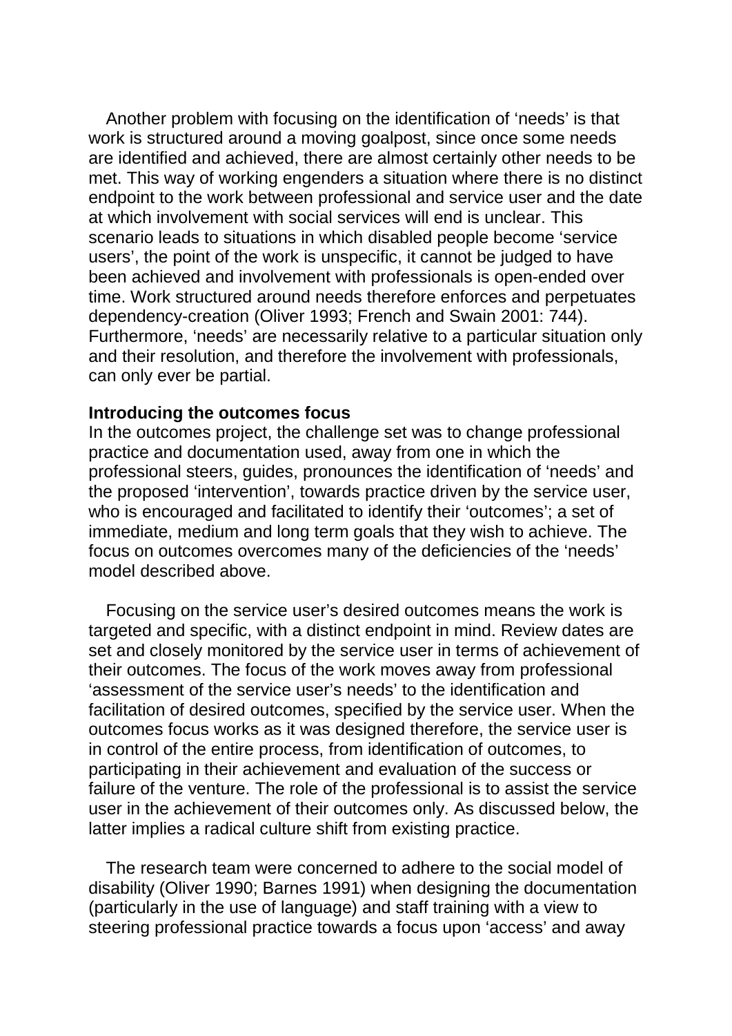Another problem with focusing on the identification of 'needs' is that work is structured around a moving goalpost, since once some needs are identified and achieved, there are almost certainly other needs to be met. This way of working engenders a situation where there is no distinct endpoint to the work between professional and service user and the date at which involvement with social services will end is unclear. This scenario leads to situations in which disabled people become 'service users', the point of the work is unspecific, it cannot be judged to have been achieved and involvement with professionals is open-ended over time. Work structured around needs therefore enforces and perpetuates dependency-creation (Oliver 1993; French and Swain 2001: 744). Furthermore, 'needs' are necessarily relative to a particular situation only and their resolution, and therefore the involvement with professionals, can only ever be partial.

**Introducing the outcomes focus**

In the outcomes project, the challenge set was to change professional practice and documentation used, away from one in which the professional steers, guides, pronounces the identification of 'needs' and the proposed 'intervention', towards practice driven by the service user, who is encouraged and facilitated to identify their 'outcomes'; a set of immediate, medium and long term goals that they wish to achieve. The focus on outcomes overcomes many of the deficiencies of the 'needs' model described above.

Focusing on the service user's desired outcomes means the work is targeted and specific, with a distinct endpoint in mind. Review dates are set and closely monitored by the service user in terms of achievement of their outcomes. The focus of the work moves away from professional 'assessment of the service user's needs' to the identification and facilitation of desired outcomes, specified by the service user. When the outcomes focus works as it was designed therefore, the service user is in control of the entire process, from identification of outcomes, to participating in their achievement and evaluation of the success or failure of the venture. The role of the professional is to assist the service user in the achievement of their outcomes only. As discussed below, the latter implies a radical culture shift from existing practice.

The research team were concerned to adhere to the social model of disability (Oliver 1990; Barnes 1991) when designing the documentation (particularly in the use of language) and staff training with a view to steering professional practice towards a focus upon 'access' and away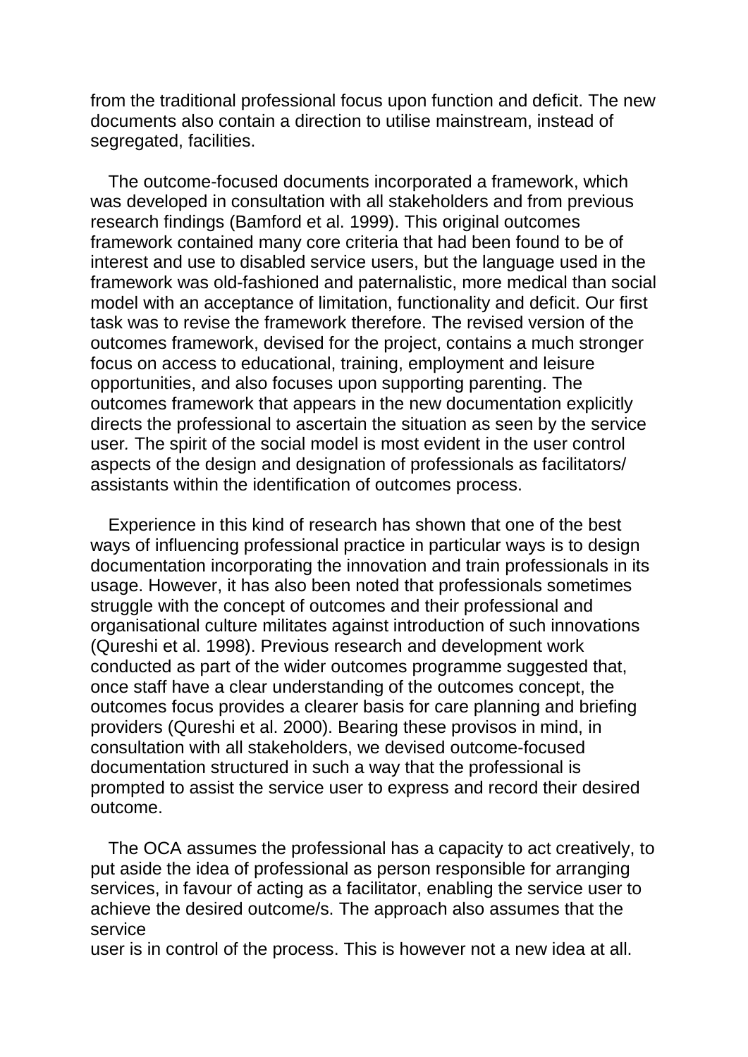from the traditional professional focus upon function and deficit. The new documents also contain a direction to utilise mainstream, instead of segregated, facilities.

The outcome-focused documents incorporated a framework, which was developed in consultation with all stakeholders and from previous research findings (Bamford et al. 1999). This original outcomes framework contained many core criteria that had been found to be of interest and use to disabled service users, but the language used in the framework was old-fashioned and paternalistic, more medical than social model with an acceptance of limitation, functionality and deficit. Our first task was to revise the framework therefore. The revised version of the outcomes framework, devised for the project, contains a much stronger focus on access to educational, training, employment and leisure opportunities, and also focuses upon supporting parenting. The outcomes framework that appears in the new documentation explicitly directs the professional to ascertain the situation as seen by the service user. The spirit of the social model is most evident in the user control aspects of the design and designation of professionals as facilitators/ assistants within the identification of outcomes process.

Experience in this kind of research has shown that one of the best ways of influencing professional practice in particular ways is to design documentation incorporating the innovation and train professionals in its usage. However, it has also been noted that professionals sometimes struggle with the concept of outcomes and their professional and organisational culture militates against introduction of such innovations (Qureshi et al. 1998). Previous research and development work conducted as part of the wider outcomes programme suggested that, once staff have a clear understanding of the outcomes concept, the outcomes focus provides a clearer basis for care planning and briefing providers (Qureshi et al. 2000). Bearing these provisos in mind, in consultation with all stakeholders, we devised outcome-focused documentation structured in such a way that the professional is prompted to assist the service user to express and record their desired outcome.

The OCA assumes the professional has a capacity to act creatively, to put aside the idea of professional as person responsible for arranging services, in favour of acting as a facilitator, enabling the service user to achieve the desired outcome/s. The approach also assumes that the service user is in control of the process. This is however not a new idea at all.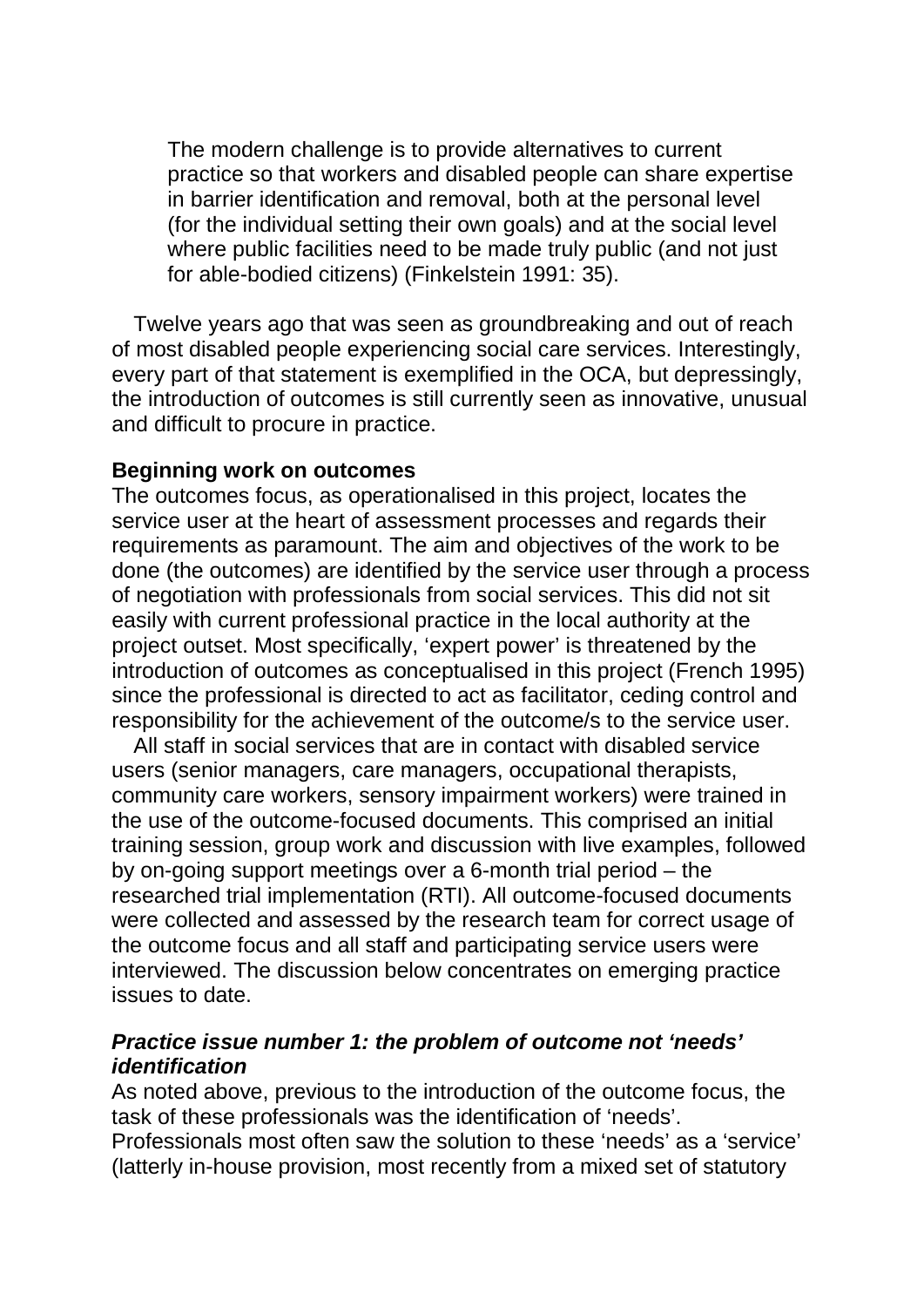> The modern challenge is to provide alternatives to current practice so that workers and disabled people can share expertise in barrier identification and removal, both at the personal level (for the individual setting their own goals) and at the social level where public facilities need to be made truly public (and not just for able-bodied citizens) (Finkelstein 1991: 35).

Twelve years ago that was seen as groundbreaking and out of reach of most disabled people experiencing social care services. Interestingly, every part of that statement is exemplified in the OCA, but depressingly, the introduction of outcomes is still currently seen as innovative, unusual and difficult to procure in practice.

**Beginning work on outcomes**

The outcomes focus, as operationalised in this project, locates the service user at the heart of assessment processes and regards their requirements as paramount. The aim and objectives of the work to be done (the outcomes) are identified by the service user through a process of negotiation with professionals from social services. This did not sit easily with current professional practice in the local authority at the project outset. Most specifically, 'expert power' is threatened by the introduction of outcomes as conceptualised in this project (French 1995) since the professional is directed to act as facilitator, ceding control and responsibility for the achievement of the outcome/s to the service user.

All staff in social services that are in contact with disabled service users (senior managers, care managers, occupational therapists, community care workers, sensory impairment workers) were trained in the use of the outcome-focused documents. This comprised an initial training session, group work and discussion with live examples, followed by on-going support meetings over a 6-month trial period – the researched trial implementation (RTI). All outcome-focused documents were collected and assessed by the research team for correct usage of the outcome focus and all staff and participating service users were interviewed. The discussion below concentrates on emerging practice issues to date.

***Practice issue number 1: the problem of outcome not 'needs' identification***

As noted above, previous to the introduction of the outcome focus, the task of these professionals was the identification of 'needs'. Professionals most often saw the solution to these 'needs' as a 'service' (latterly in-house provision, most recently from a mixed set of statutory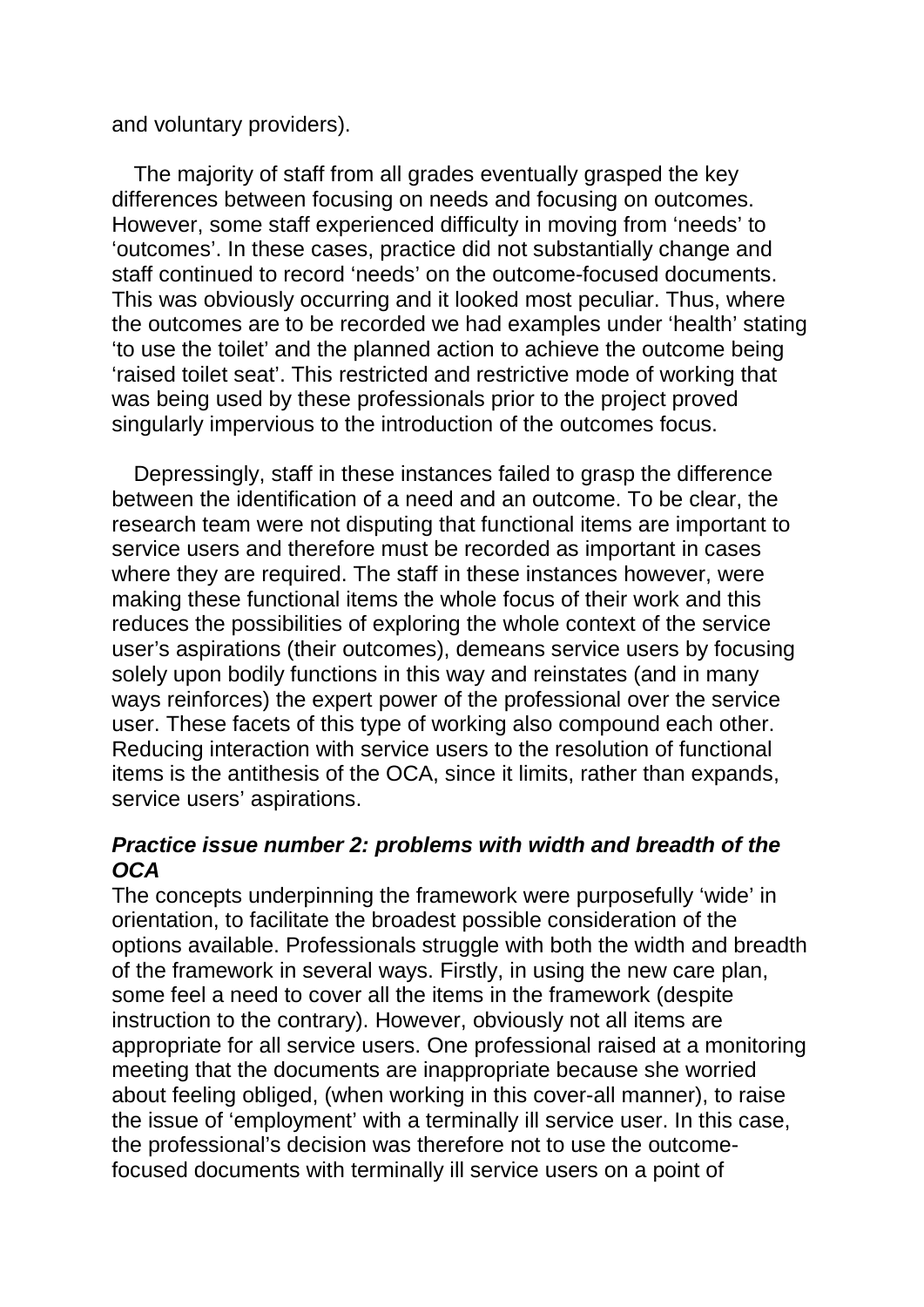and voluntary providers).

The majority of staff from all grades eventually grasped the key differences between focusing on needs and focusing on outcomes. However, some staff experienced difficulty in moving from 'needs' to 'outcomes'. In these cases, practice did not substantially change and staff continued to record 'needs' on the outcome-focused documents. This was obviously occurring and it looked most peculiar. Thus, where the outcomes are to be recorded we had examples under 'health' stating 'to use the toilet' and the planned action to achieve the outcome being 'raised toilet seat'. This restricted and restrictive mode of working that was being used by these professionals prior to the project proved singularly impervious to the introduction of the outcomes focus.

Depressingly, staff in these instances failed to grasp the difference between the identification of a need and an outcome. To be clear, the research team were not disputing that functional items are important to service users and therefore must be recorded as important in cases where they are required. The staff in these instances however, were making these functional items the whole focus of their work and this reduces the possibilities of exploring the whole context of the service user's aspirations (their outcomes), demeans service users by focusing solely upon bodily functions in this way and reinstates (and in many ways reinforces) the expert power of the professional over the service user. These facets of this type of working also compound each other. Reducing interaction with service users to the resolution of functional items is the antithesis of the OCA, since it limits, rather than expands, service users' aspirations.

### ***Practice issue number 2: problems with width and breadth of the OCA***

The concepts underpinning the framework were purposefully 'wide' in orientation, to facilitate the broadest possible consideration of the options available. Professionals struggle with both the width and breadth of the framework in several ways. Firstly, in using the new care plan, some feel a need to cover all the items in the framework (despite instruction to the contrary). However, obviously not all items are appropriate for all service users. One professional raised at a monitoring meeting that the documents are inappropriate because she worried about feeling obliged, (when working in this cover-all manner), to raise the issue of 'employment' with a terminally ill service user. In this case, the professional's decision was therefore not to use the outcome-focused documents with terminally ill service users on a point of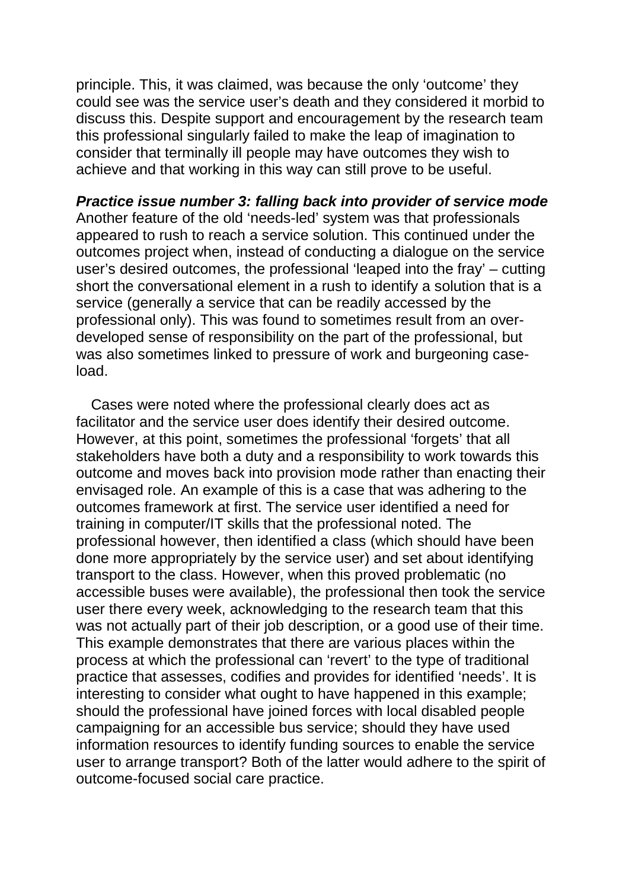principle. This, it was claimed, was because the only 'outcome' they could see was the service user's death and they considered it morbid to discuss this. Despite support and encouragement by the research team this professional singularly failed to make the leap of imagination to consider that terminally ill people may have outcomes they wish to achieve and that working in this way can still prove to be useful.

***Practice issue number 3: falling back into provider of service mode***
Another feature of the old 'needs-led' system was that professionals appeared to rush to reach a service solution. This continued under the outcomes project when, instead of conducting a dialogue on the service user's desired outcomes, the professional 'leaped into the fray' – cutting short the conversational element in a rush to identify a solution that is a service (generally a service that can be readily accessed by the professional only). This was found to sometimes result from an over-developed sense of responsibility on the part of the professional, but was also sometimes linked to pressure of work and burgeoning case-load.

Cases were noted where the professional clearly does act as facilitator and the service user does identify their desired outcome. However, at this point, sometimes the professional 'forgets' that all stakeholders have both a duty and a responsibility to work towards this outcome and moves back into provision mode rather than enacting their envisaged role. An example of this is a case that was adhering to the outcomes framework at first. The service user identified a need for training in computer/IT skills that the professional noted. The professional however, then identified a class (which should have been done more appropriately by the service user) and set about identifying transport to the class. However, when this proved problematic (no accessible buses were available), the professional then took the service user there every week, acknowledging to the research team that this was not actually part of their job description, or a good use of their time. This example demonstrates that there are various places within the process at which the professional can 'revert' to the type of traditional practice that assesses, codifies and provides for identified 'needs'. It is interesting to consider what ought to have happened in this example; should the professional have joined forces with local disabled people campaigning for an accessible bus service; should they have used information resources to identify funding sources to enable the service user to arrange transport? Both of the latter would adhere to the spirit of outcome-focused social care practice.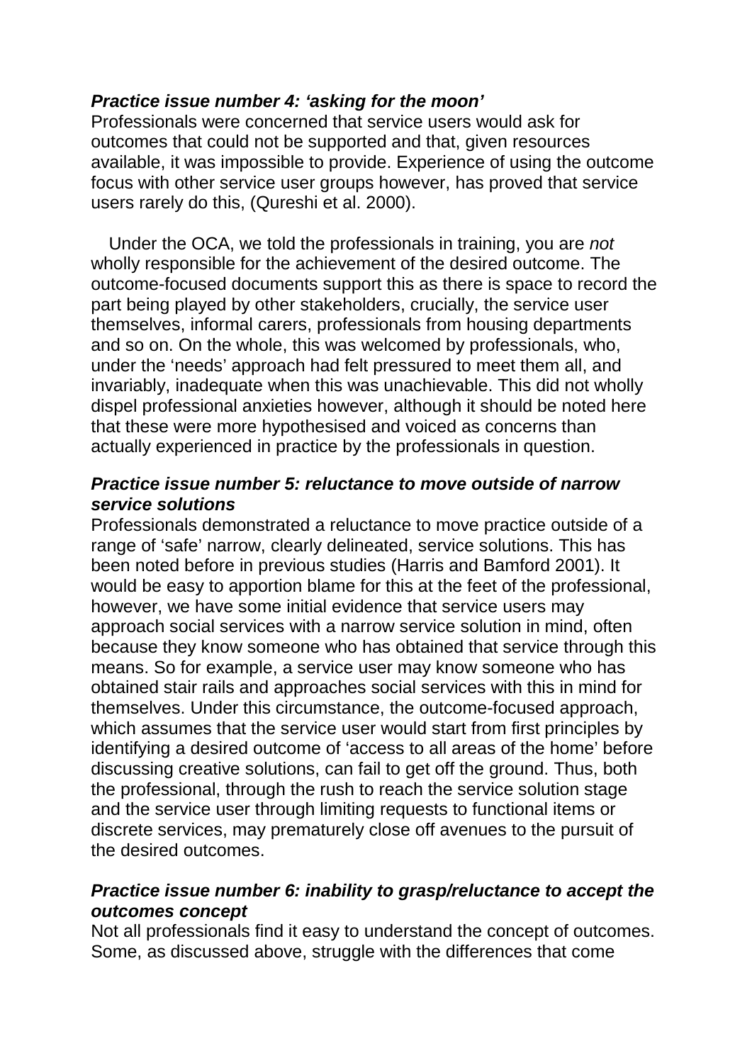***Practice issue number 4: 'asking for the moon'***

Professionals were concerned that service users would ask for outcomes that could not be supported and that, given resources available, it was impossible to provide. Experience of using the outcome focus with other service user groups however, has proved that service users rarely do this, (Qureshi et al. 2000).

Under the OCA, we told the professionals in training, you are *not* wholly responsible for the achievement of the desired outcome. The outcome-focused documents support this as there is space to record the part being played by other stakeholders, crucially, the service user themselves, informal carers, professionals from housing departments and so on. On the whole, this was welcomed by professionals, who, under the 'needs' approach had felt pressured to meet them all, and invariably, inadequate when this was unachievable. This did not wholly dispel professional anxieties however, although it should be noted here that these were more hypothesised and voiced as concerns than actually experienced in practice by the professionals in question.

***Practice issue number 5: reluctance to move outside of narrow service solutions***

Professionals demonstrated a reluctance to move practice outside of a range of 'safe' narrow, clearly delineated, service solutions. This has been noted before in previous studies (Harris and Bamford 2001). It would be easy to apportion blame for this at the feet of the professional, however, we have some initial evidence that service users may approach social services with a narrow service solution in mind, often because they know someone who has obtained that service through this means. So for example, a service user may know someone who has obtained stair rails and approaches social services with this in mind for themselves. Under this circumstance, the outcome-focused approach, which assumes that the service user would start from first principles by identifying a desired outcome of 'access to all areas of the home' before discussing creative solutions, can fail to get off the ground. Thus, both the professional, through the rush to reach the service solution stage and the service user through limiting requests to functional items or discrete services, may prematurely close off avenues to the pursuit of the desired outcomes.

***Practice issue number 6: inability to grasp/reluctance to accept the outcomes concept***

Not all professionals find it easy to understand the concept of outcomes. Some, as discussed above, struggle with the differences that come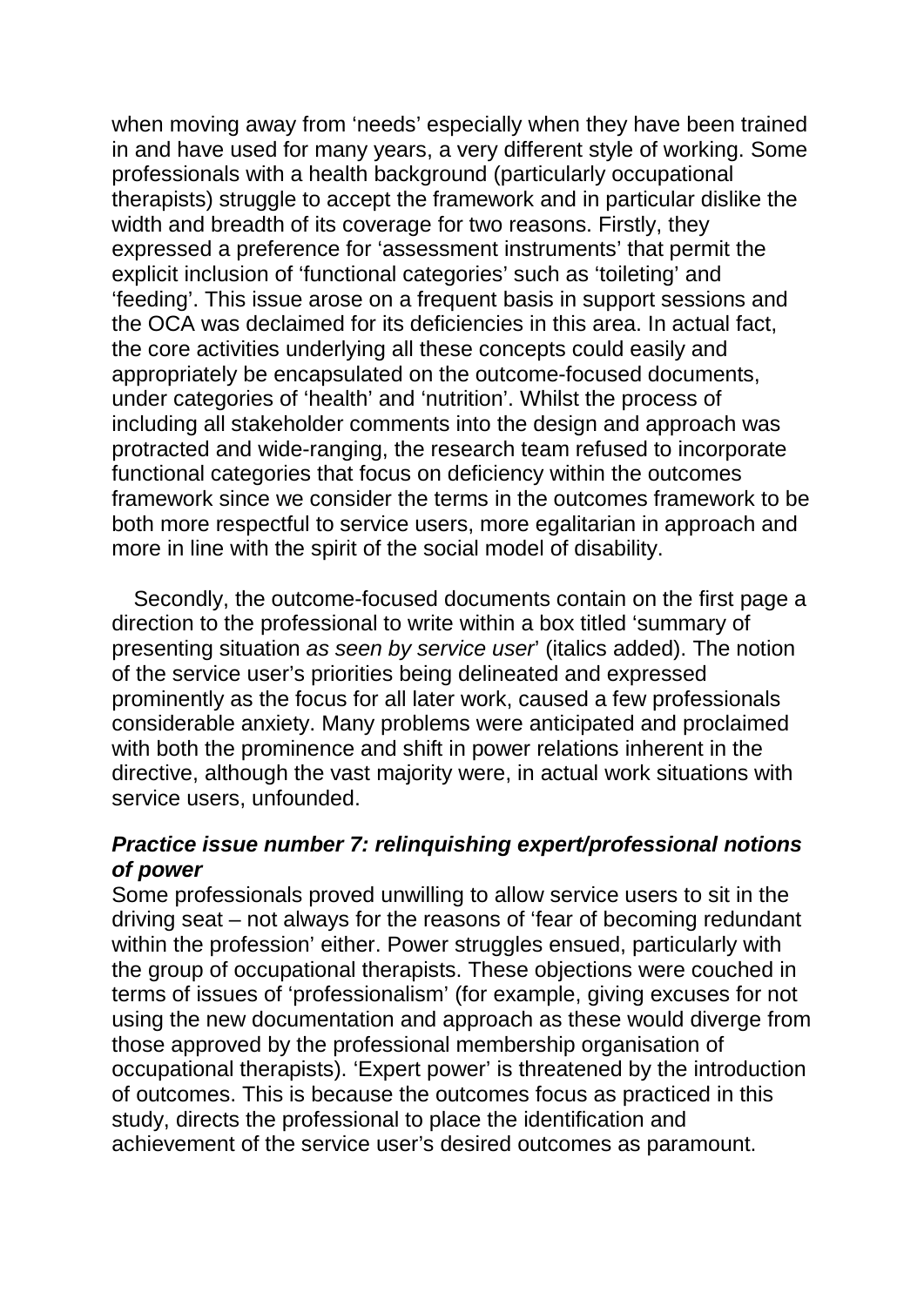when moving away from 'needs' especially when they have been trained in and have used for many years, a very different style of working. Some professionals with a health background (particularly occupational therapists) struggle to accept the framework and in particular dislike the width and breadth of its coverage for two reasons. Firstly, they expressed a preference for 'assessment instruments' that permit the explicit inclusion of 'functional categories' such as 'toileting' and 'feeding'. This issue arose on a frequent basis in support sessions and the OCA was declaimed for its deficiencies in this area. In actual fact, the core activities underlying all these concepts could easily and appropriately be encapsulated on the outcome-focused documents, under categories of 'health' and 'nutrition'. Whilst the process of including all stakeholder comments into the design and approach was protracted and wide-ranging, the research team refused to incorporate functional categories that focus on deficiency within the outcomes framework since we consider the terms in the outcomes framework to be both more respectful to service users, more egalitarian in approach and more in line with the spirit of the social model of disability.

Secondly, the outcome-focused documents contain on the first page a direction to the professional to write within a box titled 'summary of presenting situation *as seen by service user*' (italics added). The notion of the service user's priorities being delineated and expressed prominently as the focus for all later work, caused a few professionals considerable anxiety. Many problems were anticipated and proclaimed with both the prominence and shift in power relations inherent in the directive, although the vast majority were, in actual work situations with service users, unfounded.

### *Practice issue number 7: relinquishing expert/professional notions of power*

Some professionals proved unwilling to allow service users to sit in the driving seat – not always for the reasons of 'fear of becoming redundant within the profession' either. Power struggles ensued, particularly with the group of occupational therapists. These objections were couched in terms of issues of 'professionalism' (for example, giving excuses for not using the new documentation and approach as these would diverge from those approved by the professional membership organisation of occupational therapists). 'Expert power' is threatened by the introduction of outcomes. This is because the outcomes focus as practiced in this study, directs the professional to place the identification and achievement of the service user's desired outcomes as paramount.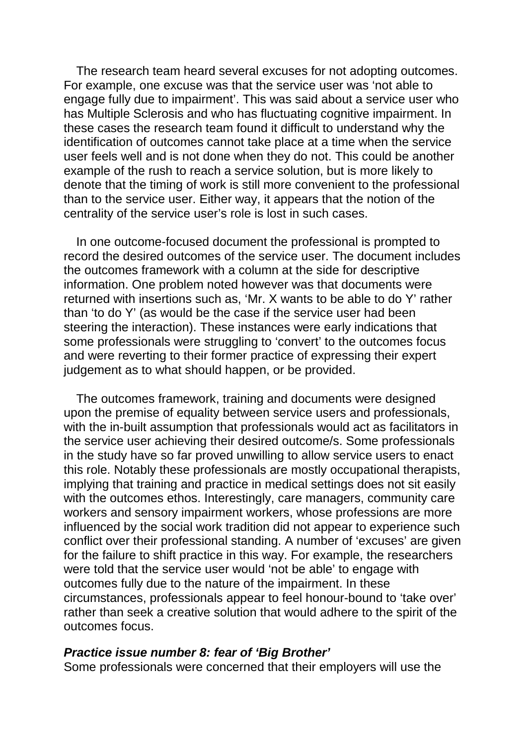The research team heard several excuses for not adopting outcomes. For example, one excuse was that the service user was 'not able to engage fully due to impairment'. This was said about a service user who has Multiple Sclerosis and who has fluctuating cognitive impairment. In these cases the research team found it difficult to understand why the identification of outcomes cannot take place at a time when the service user feels well and is not done when they do not. This could be another example of the rush to reach a service solution, but is more likely to denote that the timing of work is still more convenient to the professional than to the service user. Either way, it appears that the notion of the centrality of the service user's role is lost in such cases.

In one outcome-focused document the professional is prompted to record the desired outcomes of the service user. The document includes the outcomes framework with a column at the side for descriptive information. One problem noted however was that documents were returned with insertions such as, 'Mr. X wants to be able to do Y' rather than 'to do Y' (as would be the case if the service user had been steering the interaction). These instances were early indications that some professionals were struggling to 'convert' to the outcomes focus and were reverting to their former practice of expressing their expert judgement as to what should happen, or be provided.

The outcomes framework, training and documents were designed upon the premise of equality between service users and professionals, with the in-built assumption that professionals would act as facilitators in the service user achieving their desired outcome/s. Some professionals in the study have so far proved unwilling to allow service users to enact this role. Notably these professionals are mostly occupational therapists, implying that training and practice in medical settings does not sit easily with the outcomes ethos. Interestingly, care managers, community care workers and sensory impairment workers, whose professions are more influenced by the social work tradition did not appear to experience such conflict over their professional standing. A number of 'excuses' are given for the failure to shift practice in this way. For example, the researchers were told that the service user would 'not be able' to engage with outcomes fully due to the nature of the impairment. In these circumstances, professionals appear to feel honour-bound to 'take over' rather than seek a creative solution that would adhere to the spirit of the outcomes focus.

***Practice issue number 8: fear of 'Big Brother'***

Some professionals were concerned that their employers will use the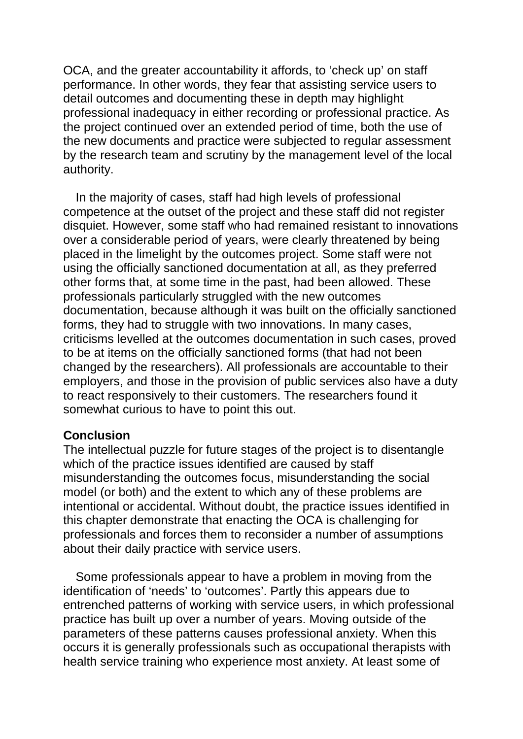OCA, and the greater accountability it affords, to 'check up' on staff performance. In other words, they fear that assisting service users to detail outcomes and documenting these in depth may highlight professional inadequacy in either recording or professional practice. As the project continued over an extended period of time, both the use of the new documents and practice were subjected to regular assessment by the research team and scrutiny by the management level of the local authority.

In the majority of cases, staff had high levels of professional competence at the outset of the project and these staff did not register disquiet. However, some staff who had remained resistant to innovations over a considerable period of years, were clearly threatened by being placed in the limelight by the outcomes project. Some staff were not using the officially sanctioned documentation at all, as they preferred other forms that, at some time in the past, had been allowed. These professionals particularly struggled with the new outcomes documentation, because although it was built on the officially sanctioned forms, they had to struggle with two innovations. In many cases, criticisms levelled at the outcomes documentation in such cases, proved to be at items on the officially sanctioned forms (that had not been changed by the researchers). All professionals are accountable to their employers, and those in the provision of public services also have a duty to react responsively to their customers. The researchers found it somewhat curious to have to point this out.

**Conclusion**

The intellectual puzzle for future stages of the project is to disentangle which of the practice issues identified are caused by staff misunderstanding the outcomes focus, misunderstanding the social model (or both) and the extent to which any of these problems are intentional or accidental. Without doubt, the practice issues identified in this chapter demonstrate that enacting the OCA is challenging for professionals and forces them to reconsider a number of assumptions about their daily practice with service users.

Some professionals appear to have a problem in moving from the identification of 'needs' to 'outcomes'. Partly this appears due to entrenched patterns of working with service users, in which professional practice has built up over a number of years. Moving outside of the parameters of these patterns causes professional anxiety. When this occurs it is generally professionals such as occupational therapists with health service training who experience most anxiety. At least some of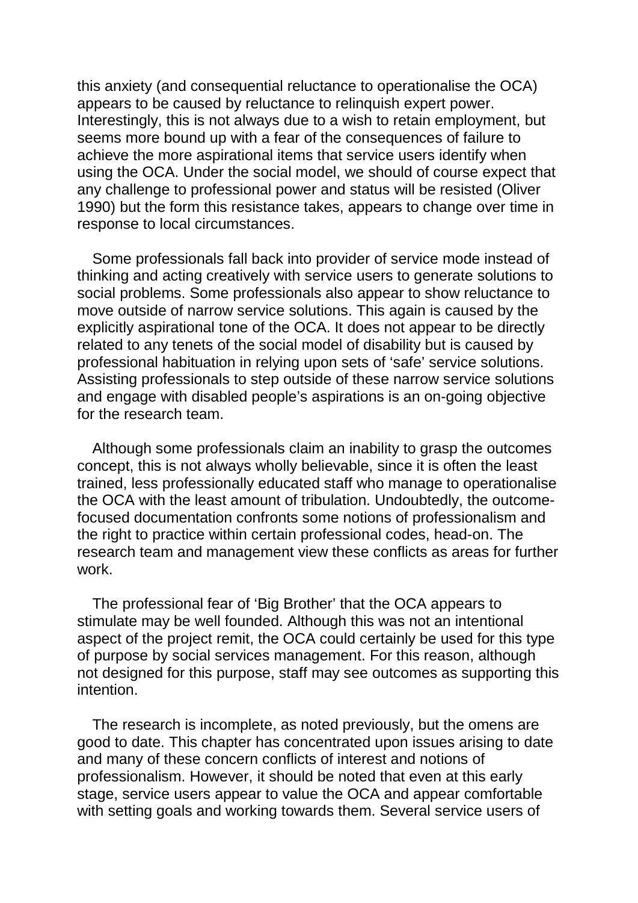this anxiety (and consequential reluctance to operationalise the OCA) appears to be caused by reluctance to relinquish expert power. Interestingly, this is not always due to a wish to retain employment, but seems more bound up with a fear of the consequences of failure to achieve the more aspirational items that service users identify when using the OCA. Under the social model, we should of course expect that any challenge to professional power and status will be resisted (Oliver 1990) but the form this resistance takes, appears to change over time in response to local circumstances.

Some professionals fall back into provider of service mode instead of thinking and acting creatively with service users to generate solutions to social problems. Some professionals also appear to show reluctance to move outside of narrow service solutions. This again is caused by the explicitly aspirational tone of the OCA. It does not appear to be directly related to any tenets of the social model of disability but is caused by professional habituation in relying upon sets of 'safe' service solutions. Assisting professionals to step outside of these narrow service solutions and engage with disabled people's aspirations is an on-going objective for the research team.

Although some professionals claim an inability to grasp the outcomes concept, this is not always wholly believable, since it is often the least trained, less professionally educated staff who manage to operationalise the OCA with the least amount of tribulation. Undoubtedly, the outcome-focused documentation confronts some notions of professionalism and the right to practice within certain professional codes, head-on. The research team and management view these conflicts as areas for further work.

The professional fear of 'Big Brother' that the OCA appears to stimulate may be well founded. Although this was not an intentional aspect of the project remit, the OCA could certainly be used for this type of purpose by social services management. For this reason, although not designed for this purpose, staff may see outcomes as supporting this intention.

The research is incomplete, as noted previously, but the omens are good to date. This chapter has concentrated upon issues arising to date and many of these concern conflicts of interest and notions of professionalism. However, it should be noted that even at this early stage, service users appear to value the OCA and appear comfortable with setting goals and working towards them. Several service users of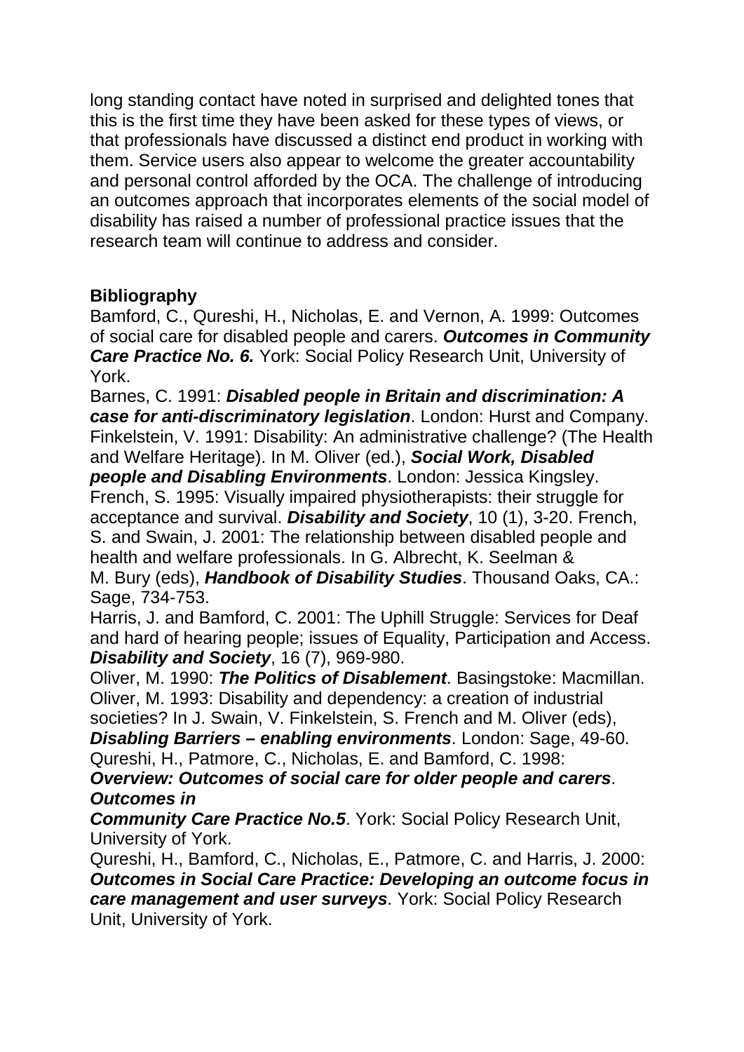long standing contact have noted in surprised and delighted tones that this is the first time they have been asked for these types of views, or that professionals have discussed a distinct end product in working with them. Service users also appear to welcome the greater accountability and personal control afforded by the OCA. The challenge of introducing an outcomes approach that incorporates elements of the social model of disability has raised a number of professional practice issues that the research team will continue to address and consider.

## Bibliography

Bamford, C., Qureshi, H., Nicholas, E. and Vernon, A. 1999: Outcomes of social care for disabled people and carers. ***Outcomes in Community Care Practice No. 6.*** York: Social Policy Research Unit, University of York.

Barnes, C. 1991: ***Disabled people in Britain and discrimination: A case for anti-discriminatory legislation***. London: Hurst and Company.

Finkelstein, V. 1991: Disability: An administrative challenge? (The Health and Welfare Heritage). In M. Oliver (ed.), ***Social Work, Disabled people and Disabling Environments***. London: Jessica Kingsley.

French, S. 1995: Visually impaired physiotherapists: their struggle for acceptance and survival. ***Disability and Society***, 10 (1), 3-20. French, S. and Swain, J. 2001: The relationship between disabled people and health and welfare professionals. In G. Albrecht, K. Seelman & M. Bury (eds), ***Handbook of Disability Studies***. Thousand Oaks, CA.: Sage, 734-753.

Harris, J. and Bamford, C. 2001: The Uphill Struggle: Services for Deaf and hard of hearing people; issues of Equality, Participation and Access. ***Disability and Society***, 16 (7), 969-980.

Oliver, M. 1990: ***The Politics of Disablement***. Basingstoke: Macmillan.

Oliver, M. 1993: Disability and dependency: a creation of industrial societies? In J. Swain, V. Finkelstein, S. French and M. Oliver (eds), ***Disabling Barriers – enabling environments***. London: Sage, 49-60.

Qureshi, H., Patmore, C., Nicholas, E. and Bamford, C. 1998: ***Overview: Outcomes of social care for older people and carers***. ***Outcomes in Community Care Practice No.5***. York: Social Policy Research Unit, University of York.

Qureshi, H., Bamford, C., Nicholas, E., Patmore, C. and Harris, J. 2000: ***Outcomes in Social Care Practice: Developing an outcome focus in care management and user surveys***. York: Social Policy Research Unit, University of York.